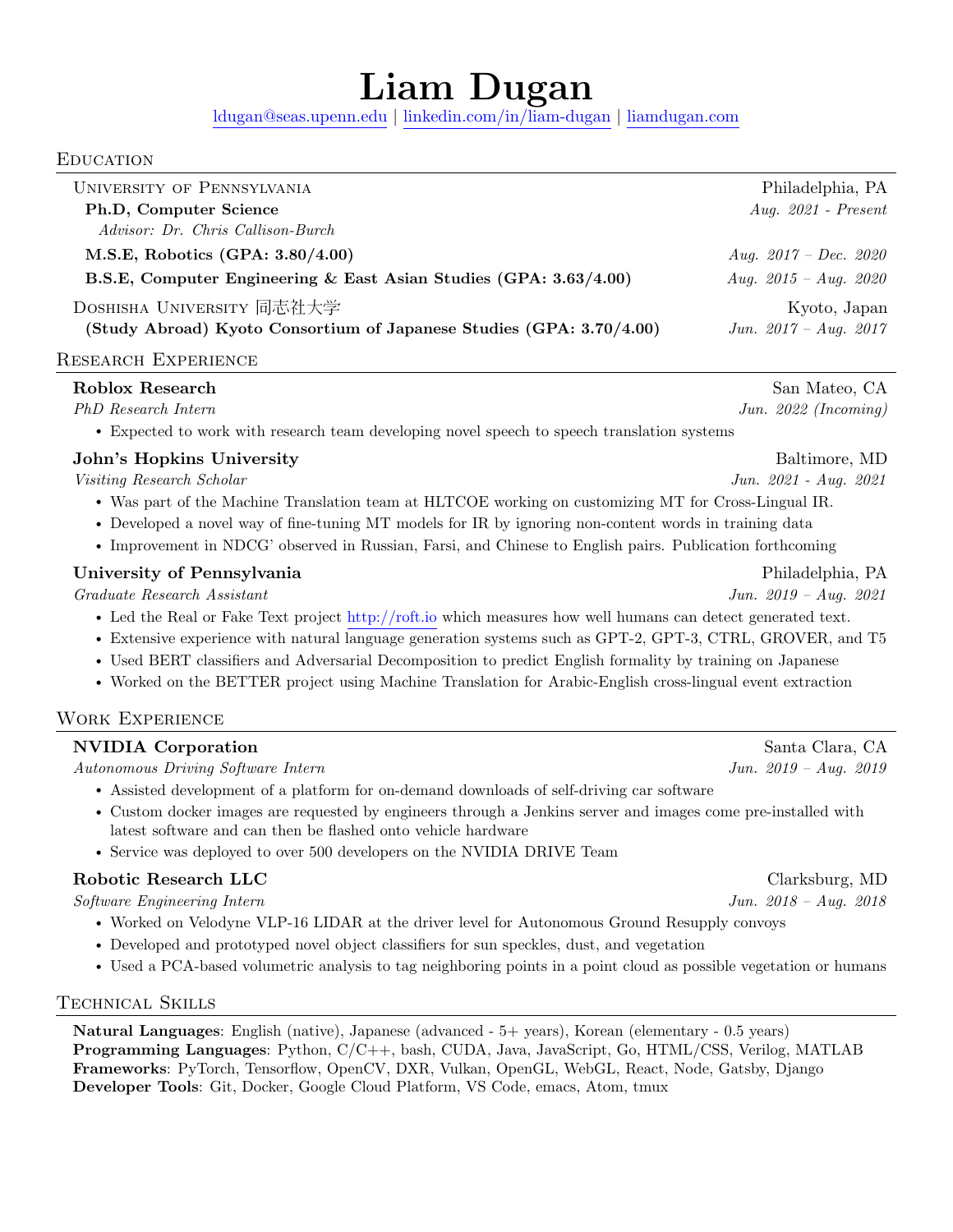# Liam Dugan

[ldugan@seas.upenn.edu](mailto:ldugan@seas.upenn.edu) | [linkedin.com/in/liam-dugan](https://linkedin.com/in/liam-dugan) | [liamdugan.com](https://liamdugan.com)

## Education

**University of Pennsylvania** — Philadelphia, PA

- **Ph.D, Computer Science** — *Aug. 2021 - Present*
  - *Advisor: Dr. Chris Callison-Burch*
- **M.S.E, Robotics (GPA: 3.80/4.00)** — *Aug. 2017 – Dec. 2020*
- **B.S.E, Computer Engineering & East Asian Studies (GPA: 3.63/4.00)** — *Aug. 2015 – Aug. 2020*

**Doshisha University 同志社大学** — Kyoto, Japan

- **(Study Abroad) Kyoto Consortium of Japanese Studies (GPA: 3.70/4.00)** — *Jun. 2017 – Aug. 2017*

## Research Experience

### Roblox Research — San Mateo, CA
*PhD Research Intern* — *Jun. 2022 (Incoming)*

- Expected to work with research team developing novel speech to speech translation systems

### John's Hopkins University — Baltimore, MD
*Visiting Research Scholar* — *Jun. 2021 - Aug. 2021*

- Was part of the Machine Translation team at HLTCOE working on customizing MT for Cross-Lingual IR.
- Developed a novel way of fine-tuning MT models for IR by ignoring non-content words in training data
- Improvement in NDCG' observed in Russian, Farsi, and Chinese to English pairs. Publication forthcoming

### University of Pennsylvania — Philadelphia, PA
*Graduate Research Assistant* — *Jun. 2019 – Aug. 2021*

- Led the Real or Fake Text project [http://roft.io](http://roft.io) which measures how well humans can detect generated text.
- Extensive experience with natural language generation systems such as GPT-2, GPT-3, CTRL, GROVER, and T5
- Used BERT classifiers and Adversarial Decomposition to predict English formality by training on Japanese
- Worked on the BETTER project using Machine Translation for Arabic-English cross-lingual event extraction

## Work Experience

### NVIDIA Corporation — Santa Clara, CA
*Autonomous Driving Software Intern* — *Jun. 2019 – Aug. 2019*

- Assisted development of a platform for on-demand downloads of self-driving car software
- Custom docker images are requested by engineers through a Jenkins server and images come pre-installed with latest software and can then be flashed onto vehicle hardware
- Service was deployed to over 500 developers on the NVIDIA DRIVE Team

### Robotic Research LLC — Clarksburg, MD
*Software Engineering Intern* — *Jun. 2018 – Aug. 2018*

- Worked on Velodyne VLP-16 LIDAR at the driver level for Autonomous Ground Resupply convoys
- Developed and prototyped novel object classifiers for sun speckles, dust, and vegetation
- Used a PCA-based volumetric analysis to tag neighboring points in a point cloud as possible vegetation or humans

## Technical Skills

**Natural Languages**: English (native), Japanese (advanced - 5+ years), Korean (elementary - 0.5 years)
**Programming Languages**: Python, C/C++, bash, CUDA, Java, JavaScript, Go, HTML/CSS, Verilog, MATLAB
**Frameworks**: PyTorch, Tensorflow, OpenCV, DXR, Vulkan, OpenGL, WebGL, React, Node, Gatsby, Django
**Developer Tools**: Git, Docker, Google Cloud Platform, VS Code, emacs, Atom, tmux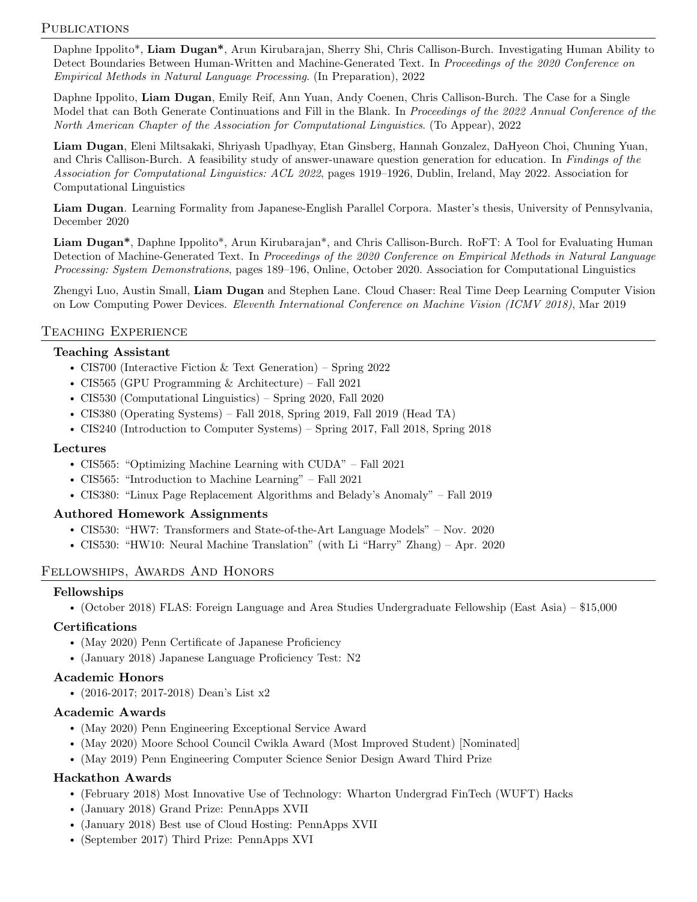## Publications

Daphne Ippolito*, **Liam Dugan***, Arun Kirubarajan, Sherry Shi, Chris Callison-Burch. Investigating Human Ability to Detect Boundaries Between Human-Written and Machine-Generated Text. In *Proceedings of the 2020 Conference on Empirical Methods in Natural Language Processing*. (In Preparation), 2022

Daphne Ippolito, **Liam Dugan**, Emily Reif, Ann Yuan, Andy Coenen, Chris Callison-Burch. The Case for a Single Model that can Both Generate Continuations and Fill in the Blank. In *Proceedings of the 2022 Annual Conference of the North American Chapter of the Association for Computational Linguistics*. (To Appear), 2022

**Liam Dugan**, Eleni Miltsakaki, Shriyash Upadhyay, Etan Ginsberg, Hannah Gonzalez, DaHyeon Choi, Chuning Yuan, and Chris Callison-Burch. A feasibility study of answer-unaware question generation for education. In *Findings of the Association for Computational Linguistics: ACL 2022*, pages 1919–1926, Dublin, Ireland, May 2022. Association for Computational Linguistics

**Liam Dugan**. Learning Formality from Japanese-English Parallel Corpora. Master's thesis, University of Pennsylvania, December 2020

**Liam Dugan***, Daphne Ippolito*, Arun Kirubarajan*, and Chris Callison-Burch. RoFT: A Tool for Evaluating Human Detection of Machine-Generated Text. In *Proceedings of the 2020 Conference on Empirical Methods in Natural Language Processing: System Demonstrations*, pages 189–196, Online, October 2020. Association for Computational Linguistics

Zhengyi Luo, Austin Small, **Liam Dugan** and Stephen Lane. Cloud Chaser: Real Time Deep Learning Computer Vision on Low Computing Power Devices. *Eleventh International Conference on Machine Vision (ICMV 2018)*, Mar 2019

## Teaching Experience

### Teaching Assistant

- CIS700 (Interactive Fiction & Text Generation) – Spring 2022
- CIS565 (GPU Programming & Architecture) – Fall 2021
- CIS530 (Computational Linguistics) – Spring 2020, Fall 2020
- CIS380 (Operating Systems) – Fall 2018, Spring 2019, Fall 2019 (Head TA)
- CIS240 (Introduction to Computer Systems) – Spring 2017, Fall 2018, Spring 2018

### Lectures

- CIS565: "Optimizing Machine Learning with CUDA" – Fall 2021
- CIS565: "Introduction to Machine Learning" – Fall 2021
- CIS380: "Linux Page Replacement Algorithms and Belady's Anomaly" – Fall 2019

### Authored Homework Assignments

- CIS530: "HW7: Transformers and State-of-the-Art Language Models" – Nov. 2020
- CIS530: "HW10: Neural Machine Translation" (with Li "Harry" Zhang) – Apr. 2020

## Fellowships, Awards And Honors

### Fellowships

- (October 2018) FLAS: Foreign Language and Area Studies Undergraduate Fellowship (East Asia) – $15,000

### Certifications

- (May 2020) Penn Certificate of Japanese Proficiency
- (January 2018) Japanese Language Proficiency Test: N2

### Academic Honors

- (2016-2017; 2017-2018) Dean's List x2

### Academic Awards

- (May 2020) Penn Engineering Exceptional Service Award
- (May 2020) Moore School Council Cwikla Award (Most Improved Student) [Nominated]
- (May 2019) Penn Engineering Computer Science Senior Design Award Third Prize

### Hackathon Awards

- (February 2018) Most Innovative Use of Technology: Wharton Undergrad FinTech (WUFT) Hacks
- (January 2018) Grand Prize: PennApps XVII
- (January 2018) Best use of Cloud Hosting: PennApps XVII
- (September 2017) Third Prize: PennApps XVI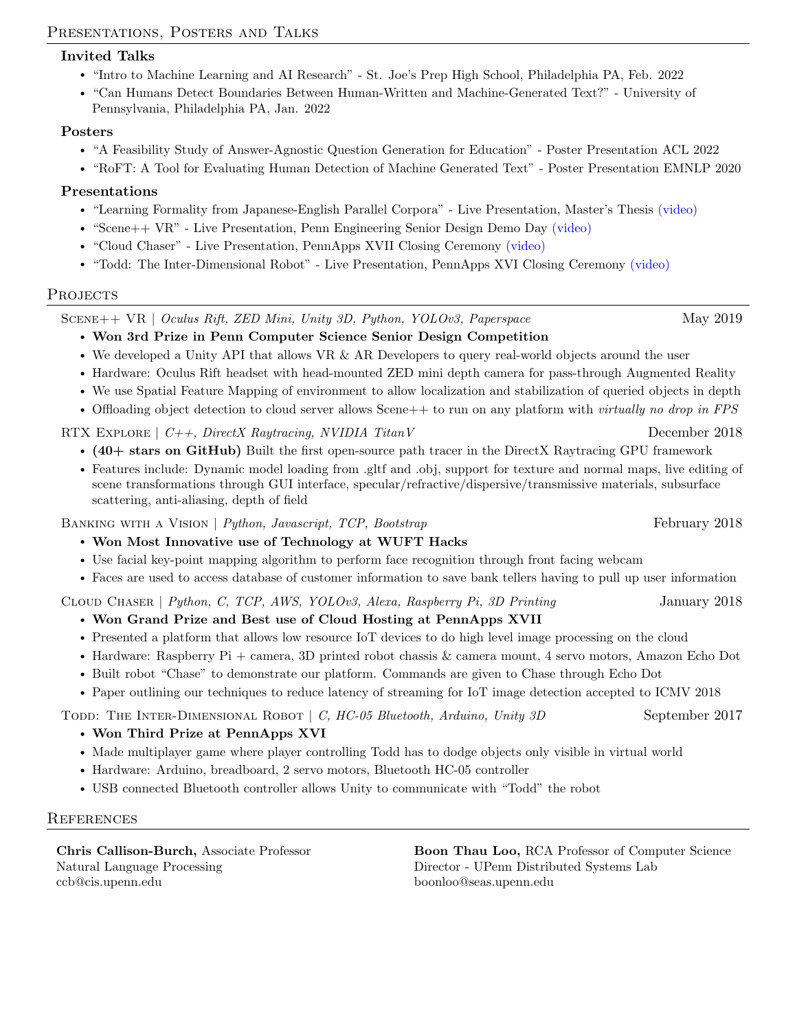## Presentations, Posters and Talks

### Invited Talks

- "Intro to Machine Learning and AI Research" - St. Joe's Prep High School, Philadelphia PA, Feb. 2022
- "Can Humans Detect Boundaries Between Human-Written and Machine-Generated Text?" - University of Pennsylvania, Philadelphia PA, Jan. 2022

### Posters

- "A Feasibility Study of Answer-Agnostic Question Generation for Education" - Poster Presentation ACL 2022
- "RoFT: A Tool for Evaluating Human Detection of Machine Generated Text" - Poster Presentation EMNLP 2020

### Presentations

- "Learning Formality from Japanese-English Parallel Corpora" - Live Presentation, Master's Thesis (video)
- "Scene++ VR" - Live Presentation, Penn Engineering Senior Design Demo Day (video)
- "Cloud Chaser" - Live Presentation, PennApps XVII Closing Ceremony (video)
- "Todd: The Inter-Dimensional Robot" - Live Presentation, PennApps XVI Closing Ceremony (video)

## Projects

**Scene++ VR** | *Oculus Rift, ZED Mini, Unity 3D, Python, YOLOv3, Paperspace* — May 2019

- **Won 3rd Prize in Penn Computer Science Senior Design Competition**
- We developed a Unity API that allows VR & AR Developers to query real-world objects around the user
- Hardware: Oculus Rift headset with head-mounted ZED mini depth camera for pass-through Augmented Reality
- We use Spatial Feature Mapping of environment to allow localization and stabilization of queried objects in depth
- Offloading object detection to cloud server allows Scene++ to run on any platform with *virtually no drop in FPS*

**RTX Explore** | *C++, DirectX Raytracing, NVIDIA TitanV* — December 2018

- **(40+ stars on GitHub)** Built the first open-source path tracer in the DirectX Raytracing GPU framework
- Features include: Dynamic model loading from .gltf and .obj, support for texture and normal maps, live editing of scene transformations through GUI interface, specular/refractive/dispersive/transmissive materials, subsurface scattering, anti-aliasing, depth of field

**Banking with a Vision** | *Python, Javascript, TCP, Bootstrap* — February 2018

- **Won Most Innovative use of Technology at WUFT Hacks**
- Use facial key-point mapping algorithm to perform face recognition through front facing webcam
- Faces are used to access database of customer information to save bank tellers having to pull up user information

**Cloud Chaser** | *Python, C, TCP, AWS, YOLOv3, Alexa, Raspberry Pi, 3D Printing* — January 2018

- **Won Grand Prize and Best use of Cloud Hosting at PennApps XVII**
- Presented a platform that allows low resource IoT devices to do high level image processing on the cloud
- Hardware: Raspberry Pi + camera, 3D printed robot chassis & camera mount, 4 servo motors, Amazon Echo Dot
- Built robot "Chase" to demonstrate our platform. Commands are given to Chase through Echo Dot
- Paper outlining our techniques to reduce latency of streaming for IoT image detection accepted to ICMV 2018

**Todd: The Inter-Dimensional Robot** | *C, HC-05 Bluetooth, Arduino, Unity 3D* — September 2017

- **Won Third Prize at PennApps XVI**
- Made multiplayer game where player controlling Todd has to dodge objects only visible in virtual world
- Hardware: Arduino, breadboard, 2 servo motors, Bluetooth HC-05 controller
- USB connected Bluetooth controller allows Unity to communicate with "Todd" the robot

## References

**Chris Callison-Burch,** Associate Professor
Natural Language Processing
ccb@cis.upenn.edu

**Boon Thau Loo,** RCA Professor of Computer Science
Director - UPenn Distributed Systems Lab
boonloo@seas.upenn.edu